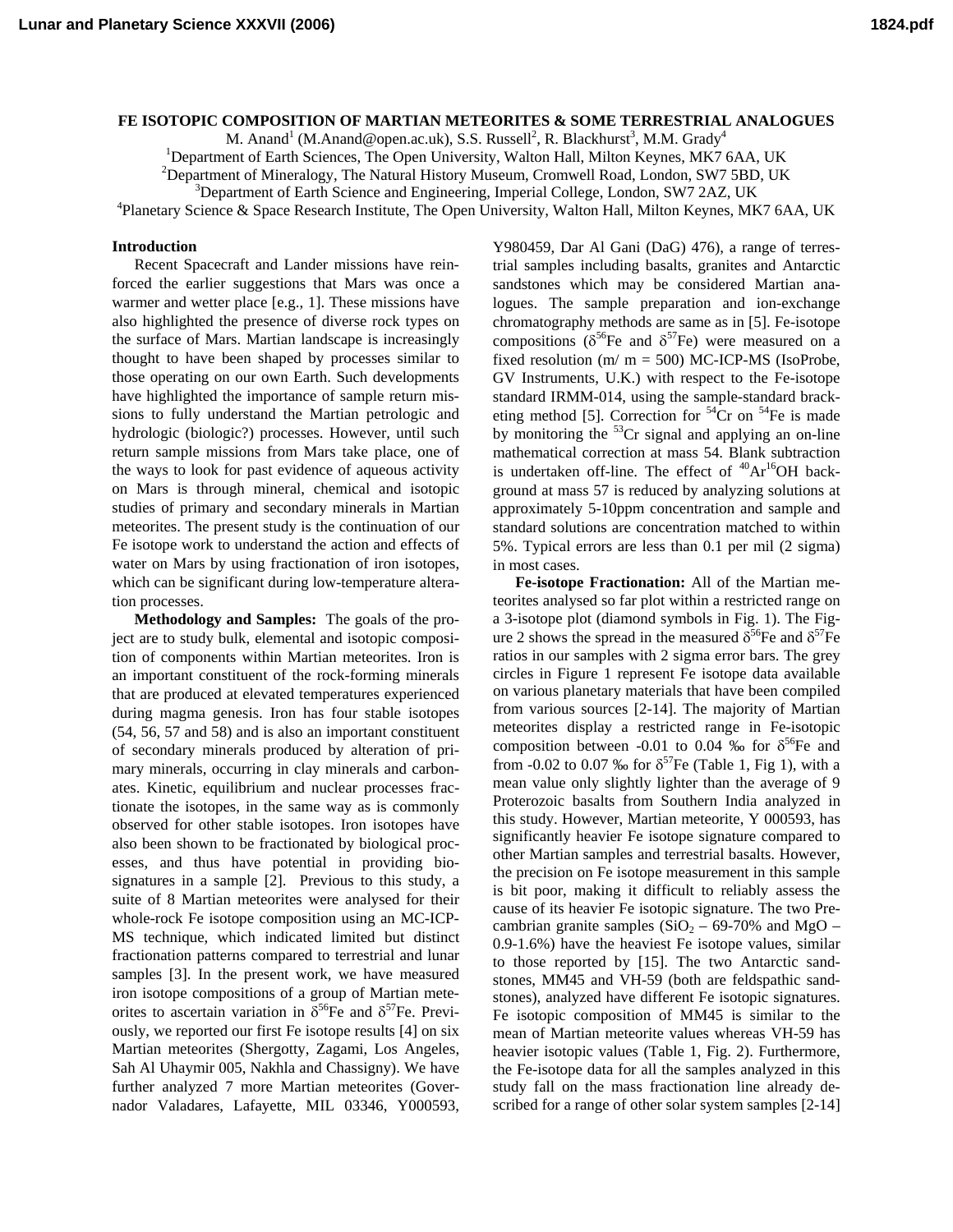# FE ISOTOPIC COMPOSITION OF MARTIAN METEORITES & SOME TERRESTRIAL ANALOGUES

M. Anand[1] (M.Anand@open.ac.uk), S.S. Russell[2], R. Blackhurst[3], M.M. Grady[4]

[1]Department of Earth Sciences, The Open University, Walton Hall, Milton Keynes, MK7 6AA, UK
[2]Department of Mineralogy, The Natural History Museum, Cromwell Road, London, SW7 5BD, UK
[3]Department of Earth Science and Engineering, Imperial College, London, SW7 2AZ, UK
[4]Planetary Science & Space Research Institute, The Open University, Walton Hall, Milton Keynes, MK7 6AA, UK

**Introduction**

Recent Spacecraft and Lander missions have reinforced the earlier suggestions that Mars was once a warmer and wetter place [e.g., 1]. These missions have also highlighted the presence of diverse rock types on the surface of Mars. Martian landscape is increasingly thought to have been shaped by processes similar to those operating on our own Earth. Such developments have highlighted the importance of sample return missions to fully understand the Martian petrologic and hydrologic (biologic?) processes. However, until such return sample missions from Mars take place, one of the ways to look for past evidence of aqueous activity on Mars is through mineral, chemical and isotopic studies of primary and secondary minerals in Martian meteorites. The present study is the continuation of our Fe isotope work to understand the action and effects of water on Mars by using fractionation of iron isotopes, which can be significant during low-temperature alteration processes.

**Methodology and Samples:** The goals of the project are to study bulk, elemental and isotopic composition of components within Martian meteorites. Iron is an important constituent of the rock-forming minerals that are produced at elevated temperatures experienced during magma genesis. Iron has four stable isotopes (54, 56, 57 and 58) and is also an important constituent of secondary minerals produced by alteration of primary minerals, occurring in clay minerals and carbonates. Kinetic, equilibrium and nuclear processes fractionate the isotopes, in the same way as is commonly observed for other stable isotopes. Iron isotopes have also been shown to be fractionated by biological processes, and thus have potential in providing biosignatures in a sample [2]. Previous to this study, a suite of 8 Martian meteorites were analysed for their whole-rock Fe isotope composition using an MC-ICP-MS technique, which indicated limited but distinct fractionation patterns compared to terrestrial and lunar samples [3]. In the present work, we have measured iron isotope compositions of a group of Martian meteorites to ascertain variation in $\delta^{56}$Fe and $\delta^{57}$Fe. Previously, we reported our first Fe isotope results [4] on six Martian meteorites (Shergotty, Zagami, Los Angeles, Sah Al Uhaymir 005, Nakhla and Chassigny). We have further analyzed 7 more Martian meteorites (Governador Valadares, Lafayette, MIL 03346, Y000593, Y980459, Dar Al Gani (DaG) 476), a range of terrestrial samples including basalts, granites and Antarctic sandstones which may be considered Martian analogues. The sample preparation and ion-exchange chromatography methods are same as in [5]. Fe-isotope compositions ($\delta^{56}$Fe and $\delta^{57}$Fe) were measured on a fixed resolution (m/ m = 500) MC-ICP-MS (IsoProbe, GV Instruments, U.K.) with respect to the Fe-isotope standard IRMM-014, using the sample-standard bracketing method [5]. Correction for $^{54}$Cr on $^{54}$Fe is made by monitoring the $^{53}$Cr signal and applying an on-line mathematical correction at mass 54. Blank subtraction is undertaken off-line. The effect of $^{40}$Ar$^{16}$OH background at mass 57 is reduced by analyzing solutions at approximately 5-10ppm concentration and sample and standard solutions are concentration matched to within 5%. Typical errors are less than 0.1 per mil (2 sigma) in most cases.

**Fe-isotope Fractionation:** All of the Martian meteorites analysed so far plot within a restricted range on a 3-isotope plot (diamond symbols in Fig. 1). The Figure 2 shows the spread in the measured $\delta^{56}$Fe and $\delta^{57}$Fe ratios in our samples with 2 sigma error bars. The grey circles in Figure 1 represent Fe isotope data available on various planetary materials that have been compiled from various sources [2-14]. The majority of Martian meteorites display a restricted range in Fe-isotopic composition between -0.01 to 0.04 ‰ for $\delta^{56}$Fe and from -0.02 to 0.07 ‰ for $\delta^{57}$Fe (Table 1, Fig 1), with a mean value only slightly lighter than the average of 9 Proterozoic basalts from Southern India analyzed in this study. However, Martian meteorite, Y 000593, has significantly heavier Fe isotope signature compared to other Martian samples and terrestrial basalts. However, the precision on Fe isotope measurement in this sample is bit poor, making it difficult to reliably assess the cause of its heavier Fe isotopic signature. The two Precambrian granite samples ($SiO_2$ – 69-70% and MgO – 0.9-1.6%) have the heaviest Fe isotope values, similar to those reported by [15]. The two Antarctic sandstones, MM45 and VH-59 (both are feldspathic sandstones), analyzed have different Fe isotopic signatures. Fe isotopic composition of MM45 is similar to the mean of Martian meteorite values whereas VH-59 has heavier isotopic values (Table 1, Fig. 2). Furthermore, the Fe-isotope data for all the samples analyzed in this study fall on the mass fractionation line already described for a range of other solar system samples [2-14]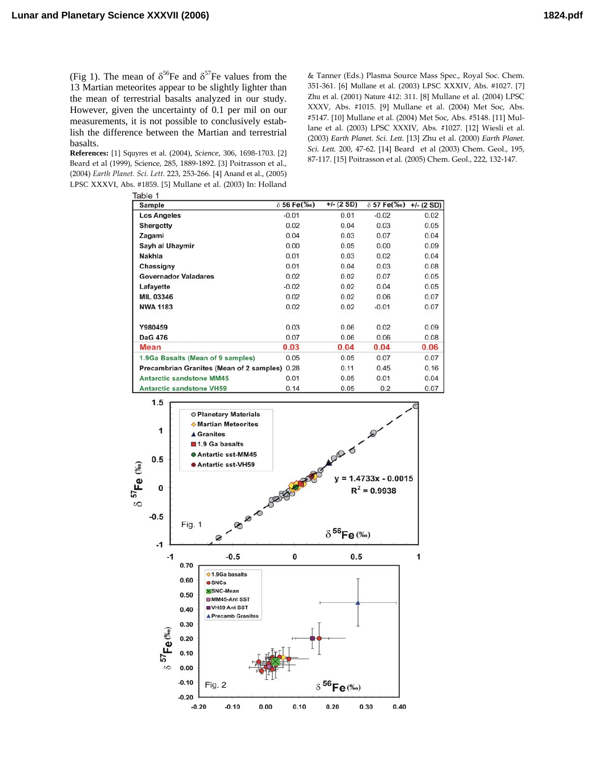(Fig 1). The mean of $\delta^{56}$Fe and $\delta^{57}$Fe values from the 13 Martian meteorites appear to be slightly lighter than the mean of terrestrial basalts analyzed in our study. However, given the uncertainty of 0.1 per mil on our measurements, it is not possible to conclusively establish the difference between the Martian and terrestrial basalts.

**References:** [1] Squyres et al. (2004), *Science*, 306, 1698-1703. [2] Beard et al (1999), Science, 285, 1889-1892. [3] Poitrasson et al., (2004) *Earth Planet. Sci. Lett.* 223, 253-266. [4] Anand et al., (2005) LPSC XXXVI, Abs. #1859. [5] Mullane et al. (2003) In: Holland & Tanner (Eds.) Plasma Source Mass Spec., Royal Soc. Chem. 351-361. [6] Mullane et al. (2003) LPSC XXXIV, Abs. #1027. [7] Zhu et al. (2001) Nature 412: 311. [8] Mullane et al. (2004) LPSC XXXV, Abs. #1015. [9] Mullane et al. (2004) Met Soc, Abs. #5147. [10] Mullane et al. (2004) Met Soc, Abs. #5148. [11] Mullane et al. (2003) LPSC XXXIV, Abs. #1027. [12] Wiesli et al. (2003) *Earth Planet. Sci. Lett.* [13] Zhu et al. (2000) *Earth Planet. Sci. Lett.* 200, 47-62. [14] Beard et al (2003) Chem. Geol., 195, 87-117. [15] Poitrasson et al. (2005) Chem. Geol., 222, 132-147.

Table 1

| Sample | δ 56 Fe(‰) | +/- (2 SD) | δ 57 Fe(‰) | +/- (2 SD) |
|---|---|---|---|---|
| Los Angeles | -0.01 | 0.01 | -0.02 | 0.02 |
| Shergotty | 0.02 | 0.04 | 0.03 | 0.05 |
| Zagami | 0.04 | 0.03 | 0.07 | 0.04 |
| Sayh al Uhaymir | 0.00 | 0.05 | 0.00 | 0.09 |
| Nakhla | 0.01 | 0.03 | 0.02 | 0.04 |
| Chassigny | 0.01 | 0.04 | 0.03 | 0.08 |
| Governador Valadares | 0.02 | 0.02 | 0.07 | 0.05 |
| Lafayette | -0.02 | 0.02 | 0.04 | 0.05 |
| MIL 03346 | 0.02 | 0.02 | 0.06 | 0.07 |
| NWA 1183 | 0.02 | 0.02 | -0.01 | 0.07 |
| Y980459 | 0.03 | 0.06 | 0.02 | 0.09 |
| DaG 476 | 0.07 | 0.06 | 0.06 | 0.08 |
| Mean | 0.03 | 0.04 | 0.04 | 0.06 |
| 1.9Ga Basalts (Mean of 9 samples) | 0.05 | 0.05 | 0.07 | 0.07 |
| Precambrian Granites (Mean of 2 samples) | 0.28 | 0.11 | 0.45 | 0.16 |
| Antarctic sandstone MM45 | 0.01 | 0.05 | 0.01 | 0.04 |
| Antarctic sandstone VH59 | 0.14 | 0.05 | 0.2 | 0.07 |

Planetary Materials
Martian Meteorites
Granites
1.9 Ga basalts
Antarct sst-MM45
Antarct sst-VH59

$y = 1.4733x - 0.0015$
$R^2 = 0.9938$

$\delta^{57}$Fe (‰)
$\delta^{56}$Fe (‰)

1.5, 1, 0.5, 0, -0.5, -1
-1, -0.5, 0, 0.5, 1

Fig. 1

1.9Ga basalts
SNCs
SNC-Mean
MM45-Ant SST
VH59 Ant SST
Precamb Granites

$\delta^{57}$Fe (‰)
$\delta^{56}$Fe (‰)

0.70, 0.60, 0.50, 0.40, 0.30, 0.20, 0.10, 0.00, -0.10, -0.20
-0.20, -0.10, 0.00, 0.10, 0.20, 0.30, 0.40

Fig. 2